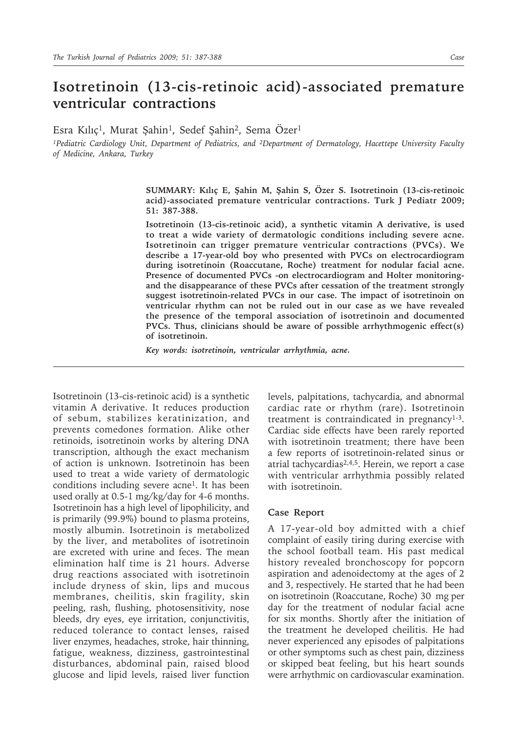# Isotretinoin (13-cis-retinoic acid)-associated premature ventricular contractions

Esra Kılıç[1], Murat Şahin[1], Sedef Şahin[2], Sema Özer[1]

*[1]Pediatric Cardiology Unit, Department of Pediatrics, and [2]Department of Dermatology, Hacettepe University Faculty of Medicine, Ankara, Turkey*

**SUMMARY: Kılıç E, Şahin M, Şahin S, Özer S. Isotretinoin (13-cis-retinoic acid)-associated premature ventricular contractions. Turk J Pediatr 2009; 51: 387-388.**

**Isotretinoin (13-cis-retinoic acid), a synthetic vitamin A derivative, is used to treat a wide variety of dermatologic conditions including severe acne. Isotretinoin can trigger premature ventricular contractions (PVCs). We describe a 17-year-old boy who presented with PVCs on electrocardiogram during isotretinoin (Roaccutane, Roche) treatment for nodular facial acne. Presence of documented PVCs -on electrocardiogram and Holter monitoring- and the disappearance of these PVCs after cessation of the treatment strongly suggest isotretinoin-related PVCs in our case. The impact of isotretinoin on ventricular rhythm can not be ruled out in our case as we have revealed the presence of the temporal association of isotretinoin and documented PVCs. Thus, clinicians should be aware of possible arrhythmogenic effect(s) of isotretinoin.**

*Key words: isotretinoin, ventricular arrhythmia, acne.*

Isotretinoin (13-cis-retinoic acid) is a synthetic vitamin A derivative. It reduces production of sebum, stabilizes keratinization, and prevents comedones formation. Alike other retinoids, isotretinoin works by altering DNA transcription, although the exact mechanism of action is unknown. Isotretinoin has been used to treat a wide variety of dermatologic conditions including severe acne[1]. It has been used orally at 0.5-1 mg/kg/day for 4-6 months. Isotretinoin has a high level of lipophilicity, and is primarily (99.9%) bound to plasma proteins, mostly albumin. Isotretinoin is metabolized by the liver, and metabolites of isotretinoin are excreted with urine and feces. The mean elimination half time is 21 hours. Adverse drug reactions associated with isotretinoin include dryness of skin, lips and mucous membranes, cheilitis, skin fragility, skin peeling, rash, flushing, photosensitivity, nose bleeds, dry eyes, eye irritation, conjunctivitis, reduced tolerance to contact lenses, raised liver enzymes, headaches, stroke, hair thinning, fatigue, weakness, dizziness, gastrointestinal disturbances, abdominal pain, raised blood glucose and lipid levels, raised liver function levels, palpitations, tachycardia, and abnormal cardiac rate or rhythm (rare). Isotretinoin treatment is contraindicated in pregnancy[1-3]. Cardiac side effects have been rarely reported with isotretinoin treatment; there have been a few reports of isotretinoin-related sinus or atrial tachycardias[2,4,5]. Herein, we report a case with ventricular arrhythmia possibly related with isotretinoin.

## Case Report

A 17-year-old boy admitted with a chief complaint of easily tiring during exercise with the school football team. His past medical history revealed bronchoscopy for popcorn aspiration and adenoidectomy at the ages of 2 and 3, respectively. He started that he had been on isotretinoin (Roaccutane, Roche) 30 mg per day for the treatment of nodular facial acne for six months. Shortly after the initiation of the treatment he developed cheilitis. He had never experienced any episodes of palpitations or other symptoms such as chest pain, dizziness or skipped beat feeling, but his heart sounds were arrhythmic on cardiovascular examination.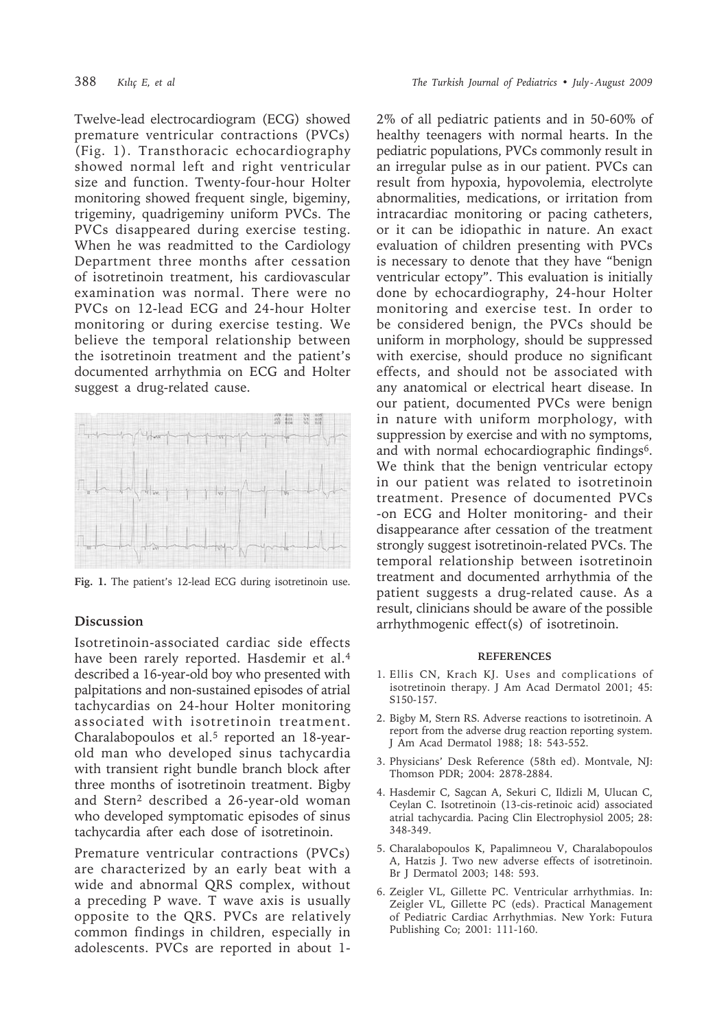Twelve-lead electrocardiogram (ECG) showed premature ventricular contractions (PVCs) (Fig. 1). Transthoracic echocardiography showed normal left and right ventricular size and function. Twenty-four-hour Holter monitoring showed frequent single, bigeminy, trigeminy, quadrigeminy uniform PVCs. The PVCs disappeared during exercise testing. When he was readmitted to the Cardiology Department three months after cessation of isotretinoin treatment, his cardiovascular examination was normal. There were no PVCs on 12-lead ECG and 24-hour Holter monitoring or during exercise testing. We believe the temporal relationship between the isotretinoin treatment and the patient's documented arrhythmia on ECG and Holter suggest a drug-related cause.

**Fig. 1.** The patient's 12-lead ECG during isotretinoin use.

## Discussion

Isotretinoin-associated cardiac side effects have been rarely reported. Hasdemir et al.[4] described a 16-year-old boy who presented with palpitations and non-sustained episodes of atrial tachycardias on 24-hour Holter monitoring associated with isotretinoin treatment. Charalabopoulos et al.[5] reported an 18-year-old man who developed sinus tachycardia with transient right bundle branch block after three months of isotretinoin treatment. Bigby and Stern[2] described a 26-year-old woman who developed symptomatic episodes of sinus tachycardia after each dose of isotretinoin.

Premature ventricular contractions (PVCs) are characterized by an early beat with a wide and abnormal QRS complex, without a preceding P wave. T wave axis is usually opposite to the QRS. PVCs are relatively common findings in children, especially in adolescents. PVCs are reported in about 1-2% of all pediatric patients and in 50-60% of healthy teenagers with normal hearts. In the pediatric populations, PVCs commonly result in an irregular pulse as in our patient. PVCs can result from hypoxia, hypovolemia, electrolyte abnormalities, medications, or irritation from intracardiac monitoring or pacing catheters, or it can be idiopathic in nature. An exact evaluation of children presenting with PVCs is necessary to denote that they have "benign ventricular ectopy". This evaluation is initially done by echocardiography, 24-hour Holter monitoring and exercise test. In order to be considered benign, the PVCs should be uniform in morphology, should be suppressed with exercise, should produce no significant effects, and should not be associated with any anatomical or electrical heart disease. In our patient, documented PVCs were benign in nature with uniform morphology, with suppression by exercise and with no symptoms, and with normal echocardiographic findings[6]. We think that the benign ventricular ectopy in our patient was related to isotretinoin treatment. Presence of documented PVCs -on ECG and Holter monitoring- and their disappearance after cessation of the treatment strongly suggest isotretinoin-related PVCs. The temporal relationship between isotretinoin treatment and documented arrhythmia of the patient suggests a drug-related cause. As a result, clinicians should be aware of the possible arrhythmogenic effect(s) of isotretinoin.

### REFERENCES

1. Ellis CN, Krach KJ. Uses and complications of isotretinoin therapy. J Am Acad Dermatol 2001; 45: S150-157.
2. Bigby M, Stern RS. Adverse reactions to isotretinoin. A report from the adverse drug reaction reporting system. J Am Acad Dermatol 1988; 18: 543-552.
3. Physicians' Desk Reference (58th ed). Montvale, NJ: Thomson PDR; 2004: 2878-2884.
4. Hasdemir C, Sagcan A, Sekuri C, Ildizli M, Ulucan C, Ceylan C. Isotretinoin (13-cis-retinoic acid) associated atrial tachycardia. Pacing Clin Electrophysiol 2005; 28: 348-349.
5. Charalabopoulos K, Papalimneou V, Charalabopoulos A, Hatzis J. Two new adverse effects of isotretinoin. Br J Dermatol 2003; 148: 593.
6. Zeigler VL, Gillette PC. Ventricular arrhythmias. In: Zeigler VL, Gillette PC (eds). Practical Management of Pediatric Cardiac Arrhythmias. New York: Futura Publishing Co; 2001: 111-160.